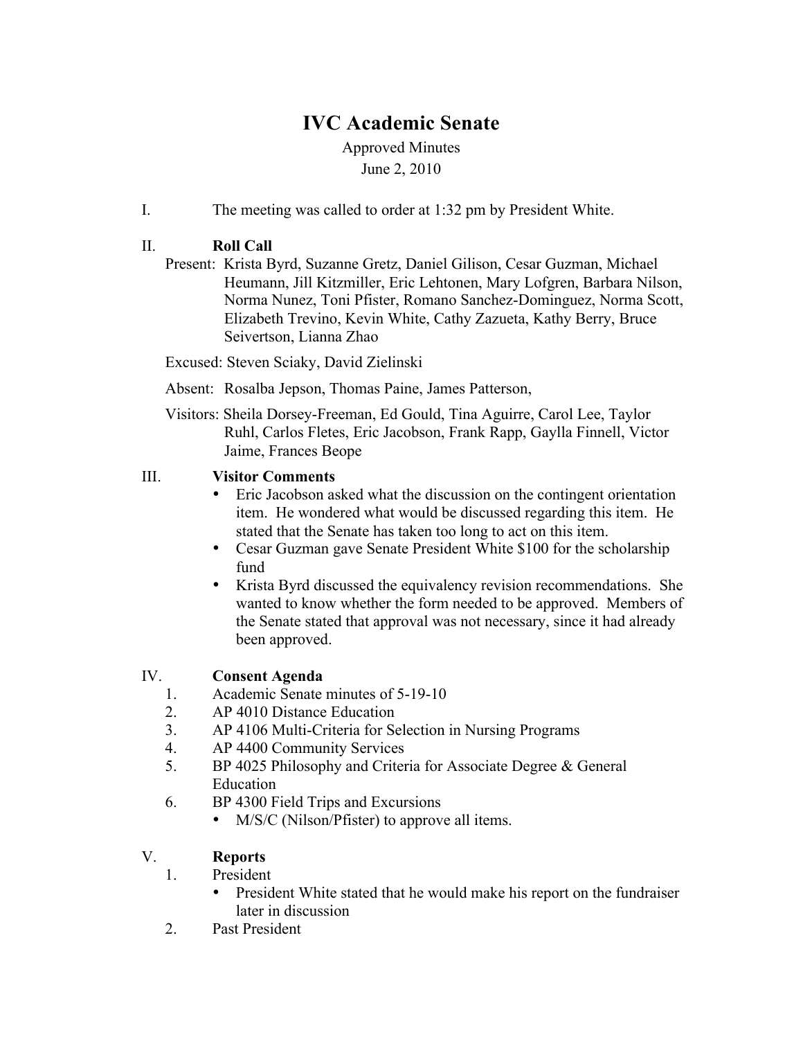# IVC Academic Senate

Approved Minutes

June 2, 2010

I. The meeting was called to order at 1:32 pm by President White.

II. **Roll Call**

Present: Krista Byrd, Suzanne Gretz, Daniel Gilison, Cesar Guzman, Michael Heumann, Jill Kitzmiller, Eric Lehtonen, Mary Lofgren, Barbara Nilson, Norma Nunez, Toni Pfister, Romano Sanchez-Dominguez, Norma Scott, Elizabeth Trevino, Kevin White, Cathy Zazueta, Kathy Berry, Bruce Seivertson, Lianna Zhao

Excused: Steven Sciaky, David Zielinski

Absent: Rosalba Jepson, Thomas Paine, James Patterson,

Visitors: Sheila Dorsey-Freeman, Ed Gould, Tina Aguirre, Carol Lee, Taylor Ruhl, Carlos Fletes, Eric Jacobson, Frank Rapp, Gaylla Finnell, Victor Jaime, Frances Beope

III. **Visitor Comments**

- Eric Jacobson asked what the discussion on the contingent orientation item. He wondered what would be discussed regarding this item. He stated that the Senate has taken too long to act on this item.
- Cesar Guzman gave Senate President White $100 for the scholarship fund
- Krista Byrd discussed the equivalency revision recommendations. She wanted to know whether the form needed to be approved. Members of the Senate stated that approval was not necessary, since it had already been approved.

IV. **Consent Agenda**

1. Academic Senate minutes of 5-19-10
2. AP 4010 Distance Education
3. AP 4106 Multi-Criteria for Selection in Nursing Programs
4. AP 4400 Community Services
5. BP 4025 Philosophy and Criteria for Associate Degree & General Education
6. BP 4300 Field Trips and Excursions
   - M/S/C (Nilson/Pfister) to approve all items.

V. **Reports**

1. President
   - President White stated that he would make his report on the fundraiser later in discussion
2. Past President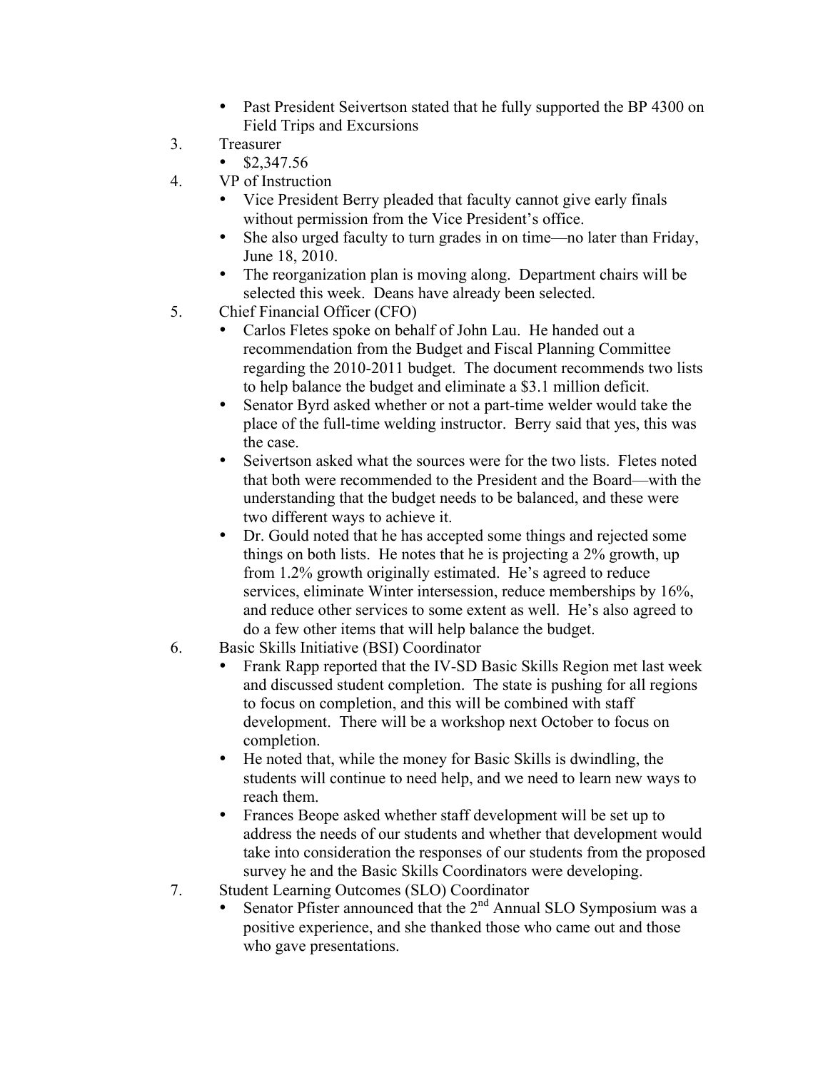- Past President Seivertson stated that he fully supported the BP 4300 on Field Trips and Excursions

3. Treasurer
   - $2,347.56
4. VP of Instruction
   - Vice President Berry pleaded that faculty cannot give early finals without permission from the Vice President's office.
   - She also urged faculty to turn grades in on time—no later than Friday, June 18, 2010.
   - The reorganization plan is moving along. Department chairs will be selected this week. Deans have already been selected.
5. Chief Financial Officer (CFO)
   - Carlos Fletes spoke on behalf of John Lau. He handed out a recommendation from the Budget and Fiscal Planning Committee regarding the 2010-2011 budget. The document recommends two lists to help balance the budget and eliminate a $3.1 million deficit.
   - Senator Byrd asked whether or not a part-time welder would take the place of the full-time welding instructor. Berry said that yes, this was the case.
   - Seivertson asked what the sources were for the two lists. Fletes noted that both were recommended to the President and the Board—with the understanding that the budget needs to be balanced, and these were two different ways to achieve it.
   - Dr. Gould noted that he has accepted some things and rejected some things on both lists. He notes that he is projecting a 2% growth, up from 1.2% growth originally estimated. He's agreed to reduce services, eliminate Winter intersession, reduce memberships by 16%, and reduce other services to some extent as well. He's also agreed to do a few other items that will help balance the budget.
6. Basic Skills Initiative (BSI) Coordinator
   - Frank Rapp reported that the IV-SD Basic Skills Region met last week and discussed student completion. The state is pushing for all regions to focus on completion, and this will be combined with staff development. There will be a workshop next October to focus on completion.
   - He noted that, while the money for Basic Skills is dwindling, the students will continue to need help, and we need to learn new ways to reach them.
   - Frances Beope asked whether staff development will be set up to address the needs of our students and whether that development would take into consideration the responses of our students from the proposed survey he and the Basic Skills Coordinators were developing.
7. Student Learning Outcomes (SLO) Coordinator
   - Senator Pfister announced that the 2nd Annual SLO Symposium was a positive experience, and she thanked those who came out and those who gave presentations.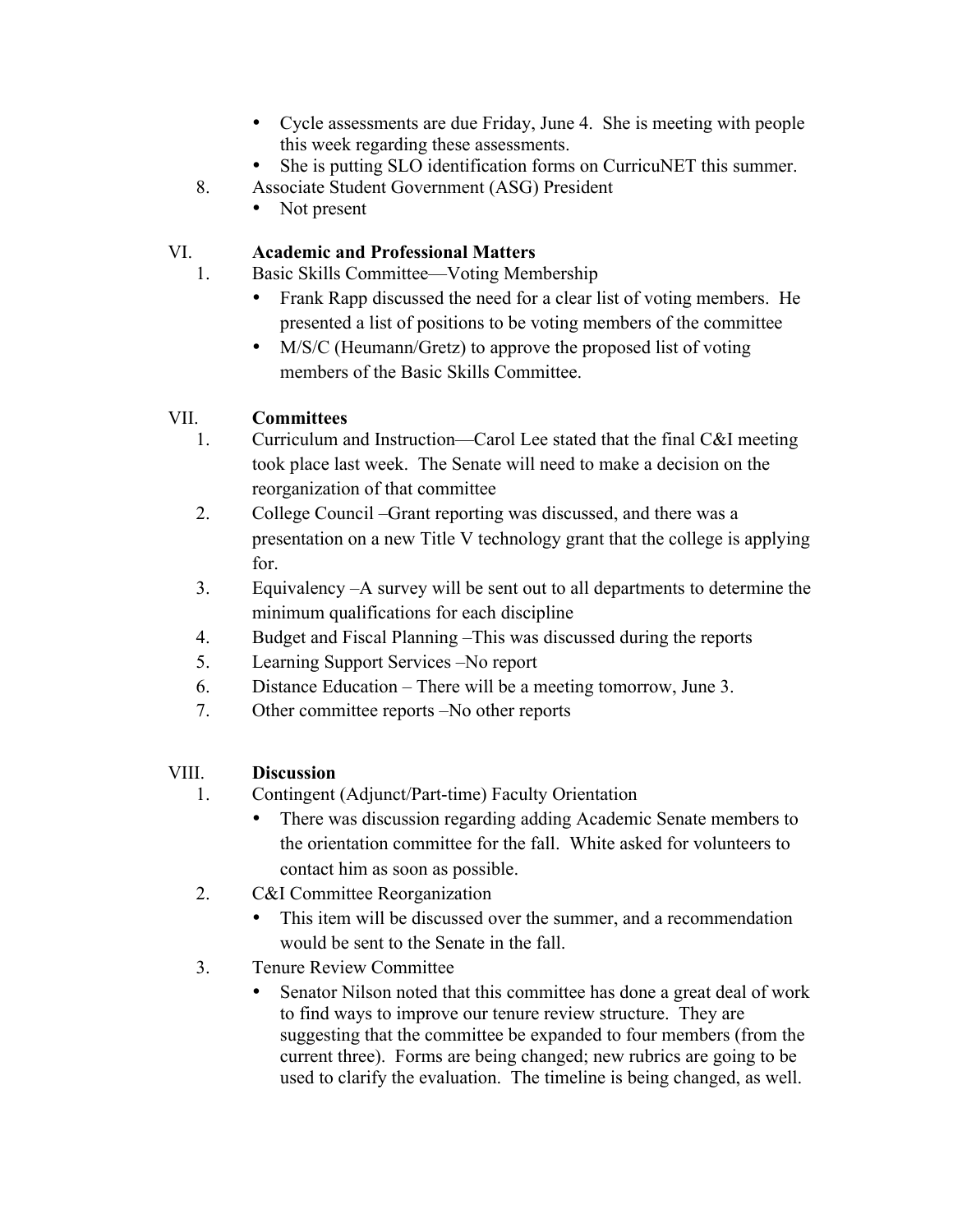- Cycle assessments are due Friday, June 4. She is meeting with people this week regarding these assessments.
- She is putting SLO identification forms on CurricuNET this summer.

8. Associate Student Government (ASG) President
   - Not present

## VI. Academic and Professional Matters

1. Basic Skills Committee—Voting Membership
   - Frank Rapp discussed the need for a clear list of voting members. He presented a list of positions to be voting members of the committee
   - M/S/C (Heumann/Gretz) to approve the proposed list of voting members of the Basic Skills Committee.

## VII. Committees

1. Curriculum and Instruction—Carol Lee stated that the final C&I meeting took place last week. The Senate will need to make a decision on the reorganization of that committee
2. College Council –Grant reporting was discussed, and there was a presentation on a new Title V technology grant that the college is applying for.
3. Equivalency –A survey will be sent out to all departments to determine the minimum qualifications for each discipline
4. Budget and Fiscal Planning –This was discussed during the reports
5. Learning Support Services –No report
6. Distance Education – There will be a meeting tomorrow, June 3.
7. Other committee reports –No other reports

## VIII. Discussion

1. Contingent (Adjunct/Part-time) Faculty Orientation
   - There was discussion regarding adding Academic Senate members to the orientation committee for the fall. White asked for volunteers to contact him as soon as possible.
2. C&I Committee Reorganization
   - This item will be discussed over the summer, and a recommendation would be sent to the Senate in the fall.
3. Tenure Review Committee
   - Senator Nilson noted that this committee has done a great deal of work to find ways to improve our tenure review structure. They are suggesting that the committee be expanded to four members (from the current three). Forms are being changed; new rubrics are going to be used to clarify the evaluation. The timeline is being changed, as well.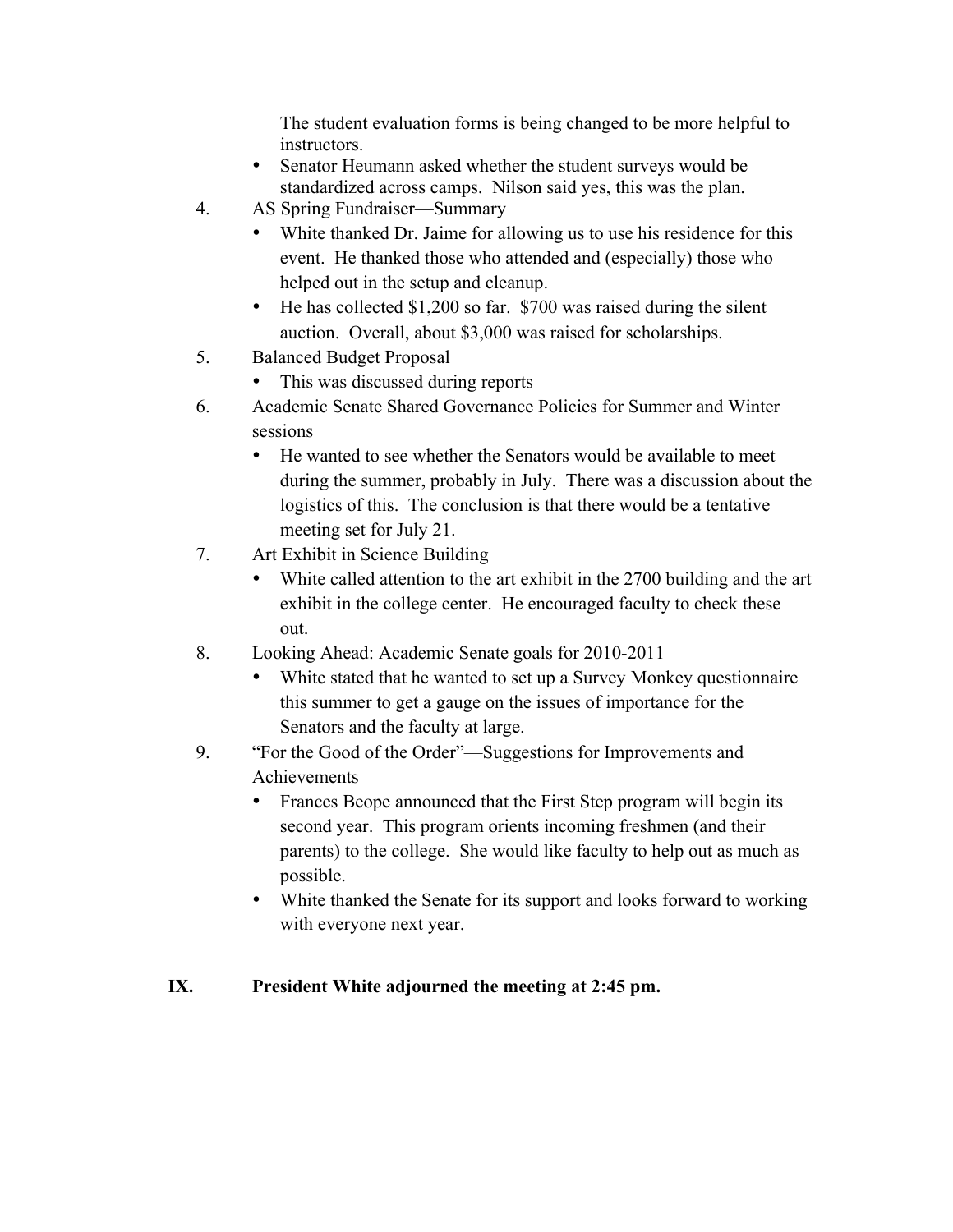The student evaluation forms is being changed to be more helpful to instructors.

- Senator Heumann asked whether the student surveys would be standardized across camps. Nilson said yes, this was the plan.

4. AS Spring Fundraiser—Summary
   - White thanked Dr. Jaime for allowing us to use his residence for this event. He thanked those who attended and (especially) those who helped out in the setup and cleanup.
   - He has collected $1,200 so far. $700 was raised during the silent auction. Overall, about $3,000 was raised for scholarships.
5. Balanced Budget Proposal
   - This was discussed during reports
6. Academic Senate Shared Governance Policies for Summer and Winter sessions
   - He wanted to see whether the Senators would be available to meet during the summer, probably in July. There was a discussion about the logistics of this. The conclusion is that there would be a tentative meeting set for July 21.
7. Art Exhibit in Science Building
   - White called attention to the art exhibit in the 2700 building and the art exhibit in the college center. He encouraged faculty to check these out.
8. Looking Ahead: Academic Senate goals for 2010-2011
   - White stated that he wanted to set up a Survey Monkey questionnaire this summer to get a gauge on the issues of importance for the Senators and the faculty at large.
9. "For the Good of the Order"—Suggestions for Improvements and Achievements
   - Frances Beope announced that the First Step program will begin its second year. This program orients incoming freshmen (and their parents) to the college. She would like faculty to help out as much as possible.
   - White thanked the Senate for its support and looks forward to working with everyone next year.

**IX. President White adjourned the meeting at 2:45 pm.**